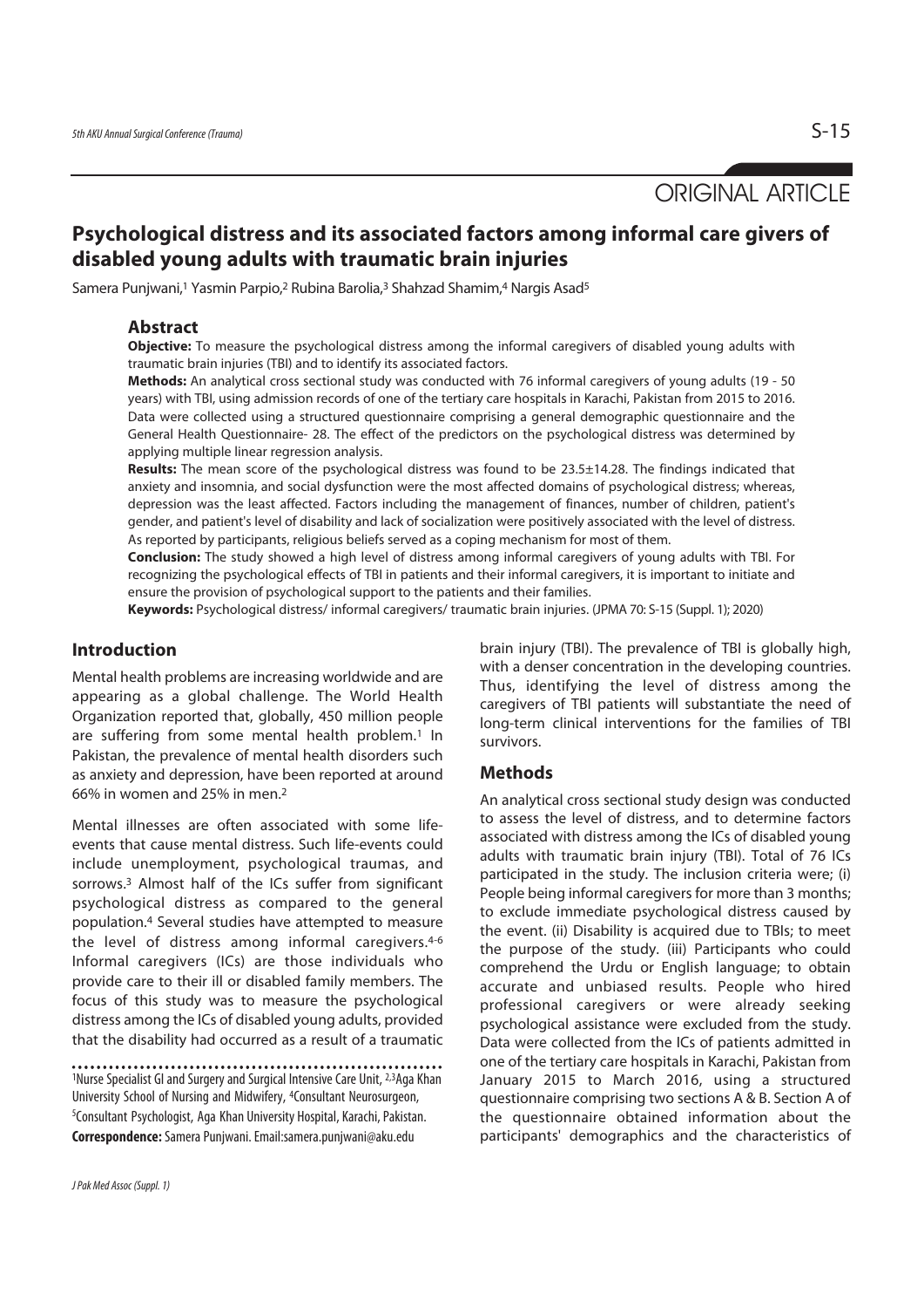ORIGINAL ARTICLE

# Psychological distress and its associated factors among informal care givers of disabled young adults with traumatic brain injuries

Samera Punjwani,[1] Yasmin Parpio,[2] Rubina Barolia,[3] Shahzad Shamim,[4] Nargis Asad[5]

## Abstract

**Objective:** To measure the psychological distress among the informal caregivers of disabled young adults with traumatic brain injuries (TBI) and to identify its associated factors.

**Methods:** An analytical cross sectional study was conducted with 76 informal caregivers of young adults (19 - 50 years) with TBI, using admission records of one of the tertiary care hospitals in Karachi, Pakistan from 2015 to 2016. Data were collected using a structured questionnaire comprising a general demographic questionnaire and the General Health Questionnaire- 28. The effect of the predictors on the psychological distress was determined by applying multiple linear regression analysis.

**Results:** The mean score of the psychological distress was found to be 23.5±14.28. The findings indicated that anxiety and insomnia, and social dysfunction were the most affected domains of psychological distress; whereas, depression was the least affected. Factors including the management of finances, number of children, patient's gender, and patient's level of disability and lack of socialization were positively associated with the level of distress. As reported by participants, religious beliefs served as a coping mechanism for most of them.

**Conclusion:** The study showed a high level of distress among informal caregivers of young adults with TBI. For recognizing the psychological effects of TBI in patients and their informal caregivers, it is important to initiate and ensure the provision of psychological support to the patients and their families.

**Keywords:** Psychological distress/ informal caregivers/ traumatic brain injuries. (JPMA 70: S-15 (Suppl. 1); 2020)

## Introduction

Mental health problems are increasing worldwide and are appearing as a global challenge. The World Health Organization reported that, globally, 450 million people are suffering from some mental health problem.[1] In Pakistan, the prevalence of mental health disorders such as anxiety and depression, have been reported at around 66% in women and 25% in men.[2]

Mental illnesses are often associated with some life-events that cause mental distress. Such life-events could include unemployment, psychological traumas, and sorrows.[3] Almost half of the ICs suffer from significant psychological distress as compared to the general population.[4] Several studies have attempted to measure the level of distress among informal caregivers.[4-6] Informal caregivers (ICs) are those individuals who provide care to their ill or disabled family members. The focus of this study was to measure the psychological distress among the ICs of disabled young adults, provided that the disability had occurred as a result of a traumatic brain injury (TBI). The prevalence of TBI is globally high, with a denser concentration in the developing countries. Thus, identifying the level of distress among the caregivers of TBI patients will substantiate the need of long-term clinical interventions for the families of TBI survivors.

## Methods

An analytical cross sectional study design was conducted to assess the level of distress, and to determine factors associated with distress among the ICs of disabled young adults with traumatic brain injury (TBI). Total of 76 ICs participated in the study. The inclusion criteria were; (i) People being informal caregivers for more than 3 months; to exclude immediate psychological distress caused by the event. (ii) Disability is acquired due to TBIs; to meet the purpose of the study. (iii) Participants who could comprehend the Urdu or English language; to obtain accurate and unbiased results. People who hired professional caregivers or were already seeking psychological assistance were excluded from the study. Data were collected from the ICs of patients admitted in one of the tertiary care hospitals in Karachi, Pakistan from January 2015 to March 2016, using a structured questionnaire comprising two sections A & B. Section A of the questionnaire obtained information about the participants' demographics and the characteristics of

[1]Nurse Specialist GI and Surgery and Surgical Intensive Care Unit, [2,3]Aga Khan University School of Nursing and Midwifery, [4]Consultant Neurosurgeon, [5]Consultant Psychologist, Aga Khan University Hospital, Karachi, Pakistan.

**Correspondence:** Samera Punjwani. Email:samera.punjwani@aku.edu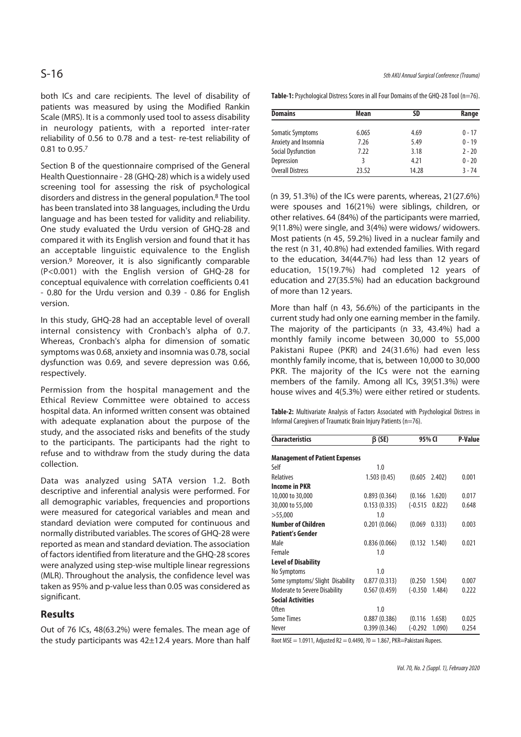both ICs and care recipients. The level of disability of patients was measured by using the Modified Rankin Scale (MRS). It is a commonly used tool to assess disability in neurology patients, with a reported inter-rater reliability of 0.56 to 0.78 and a test- re-test reliability of 0.81 to 0.95.[7]

Section B of the questionnaire comprised of the General Health Questionnaire - 28 (GHQ-28) which is a widely used screening tool for assessing the risk of psychological disorders and distress in the general population.[8] The tool has been translated into 38 languages, including the Urdu language and has been tested for validity and reliability. One study evaluated the Urdu version of GHQ-28 and compared it with its English version and found that it has an acceptable linguistic equivalence to the English version.[9] Moreover, it is also significantly comparable (P<0.001) with the English version of GHQ-28 for conceptual equivalence with correlation coefficients 0.41 - 0.80 for the Urdu version and 0.39 - 0.86 for English version.

In this study, GHQ-28 had an acceptable level of overall internal consistency with Cronbach's alpha of 0.7. Whereas, Cronbach's alpha for dimension of somatic symptoms was 0.68, anxiety and insomnia was 0.78, social dysfunction was 0.69, and severe depression was 0.66, respectively.

Permission from the hospital management and the Ethical Review Committee were obtained to access hospital data. An informed written consent was obtained with adequate explanation about the purpose of the study, and the associated risks and benefits of the study to the participants. The participants had the right to refuse and to withdraw from the study during the data collection.

Data was analyzed using SATA version 1.2. Both descriptive and inferential analysis were performed. For all demographic variables, frequencies and proportions were measured for categorical variables and mean and standard deviation were computed for continuous and normally distributed variables. The scores of GHQ-28 were reported as mean and standard deviation. The association of factors identified from literature and the GHQ-28 scores were analyzed using step-wise multiple linear regressions (MLR). Throughout the analysis, the confidence level was taken as 95% and p-value less than 0.05 was considered as significant.

## Results

Out of 76 ICs, 48(63.2%) were females. The mean age of the study participants was 42±12.4 years. More than half (n 39, 51.3%) of the ICs were parents, whereas, 21(27.6%) were spouses and 16(21%) were siblings, children, or other relatives. 64 (84%) of the participants were married, 9(11.8%) were single, and 3(4%) were widows/ widowers. Most patients (n 45, 59.2%) lived in a nuclear family and the rest (n 31, 40.8%) had extended families. With regard to the education, 34(44.7%) had less than 12 years of education, 15(19.7%) had completed 12 years of education and 27(35.5%) had an education background of more than 12 years.

More than half (n 43, 56.6%) of the participants in the current study had only one earning member in the family. The majority of the participants (n 33, 43.4%) had a monthly family income between 30,000 to 55,000 Pakistani Rupee (PKR) and 24(31.6%) had even less monthly family income, that is, between 10,000 to 30,000 PKR. The majority of the ICs were not the earning members of the family. Among all ICs, 39(51.3%) were house wives and 4(5.3%) were either retired or students.

**Table-1:** Psychological Distress Scores in all Four Domains of the GHQ-28 Tool (n=76).

| Domains | Mean | SD | Range |
|---|---|---|---|
| Somatic Symptoms | 6.065 | 4.69 | 0 - 17 |
| Anxiety and Insomnia | 7.26 | 5.49 | 0 - 19 |
| Social Dysfunction | 7.22 | 3.18 | 2 - 20 |
| Depression | 3 | 4.21 | 0 - 20 |
| Overall Distress | 23.52 | 14.28 | 3 - 74 |

**Table-2:** Multivariate Analysis of Factors Associated with Psychological Distress in Informal Caregivers of Traumatic Brain Injury Patients (n=76).

| Characteristics | β (SE) | 95% CI | | P-Value |
|---|---|---|---|---|
| **Management of Patient Expenses** | | | | |
| Self | 1.0 | | | |
| Relatives | 1.503 (0.45) | (0.605 | 2.402) | 0.001 |
| **Income in PKR** | | | | |
| 10,000 to 30,000 | 0.893 (0.364) | (0.166 | 1.620) | 0.017 |
| 30,000 to 55,000 | 0.153 (0.335) | (-0.515 | 0.822) | 0.648 |
| >55,000 | 1.0 | | | |
| **Number of Children** | 0.201 (0.066) | (0.069 | 0.333) | 0.003 |
| **Patient's Gender** | | | | |
| Male | 0.836 (0.066) | (0.132 | 1.540) | 0.021 |
| Female | 1.0 | | | |
| **Level of Disability** | | | | |
| No Symptoms | 1.0 | | | |
| Some symptoms/ Slight Disability | 0.877 (0.313) | (0.250 | 1.504) | 0.007 |
| Moderate to Severe Disability | 0.567 (0.459) | (-0.350 | 1.484) | 0.222 |
| **Social Activities** | | | | |
| Often | 1.0 | | | |
| Some Times | 0.887 (0.386) | (0.116 | 1.658) | 0.025 |
| Never | 0.399 (0.346) | (-0.292 | 1.090) | 0.254 |

Root MSE = 1.0911, Adjusted R2 = 0.4490, ?0 = 1.867, PKR=Pakistani Rupees.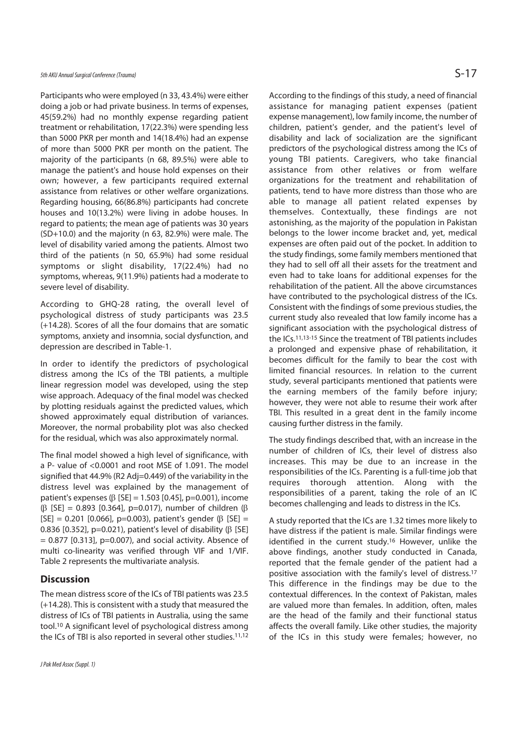Participants who were employed (n 33, 43.4%) were either doing a job or had private business. In terms of expenses, 45(59.2%) had no monthly expense regarding patient treatment or rehabilitation, 17(22.3%) were spending less than 5000 PKR per month and 14(18.4%) had an expense of more than 5000 PKR per month on the patient. The majority of the participants (n 68, 89.5%) were able to manage the patient's and house hold expenses on their own; however, a few participants required external assistance from relatives or other welfare organizations. Regarding housing, 66(86.8%) participants had concrete houses and 10(13.2%) were living in adobe houses. In regard to patients; the mean age of patients was 30 years (SD+10.0) and the majority (n 63, 82.9%) were male. The level of disability varied among the patients. Almost two third of the patients (n 50, 65.9%) had some residual symptoms or slight disability, 17(22.4%) had no symptoms, whereas, 9(11.9%) patients had a moderate to severe level of disability.

According to GHQ-28 rating, the overall level of psychological distress of study participants was 23.5 (+14.28). Scores of all the four domains that are somatic symptoms, anxiety and insomnia, social dysfunction, and depression are described in Table-1.

In order to identify the predictors of psychological distress among the ICs of the TBI patients, a multiple linear regression model was developed, using the step wise approach. Adequacy of the final model was checked by plotting residuals against the predicted values, which showed approximately equal distribution of variances. Moreover, the normal probability plot was also checked for the residual, which was also approximately normal.

The final model showed a high level of significance, with a P- value of <0.0001 and root MSE of 1.091. The model signified that 44.9% ($R^2$ Adj=0.449) of the variability in the distress level was explained by the management of patient's expenses ($\beta$ [SE] = 1.503 [0.45], p=0.001), income ($\beta$ [SE] = 0.893 [0.364], p=0.017), number of children ($\beta$ [SE] = 0.201 [0.066], p=0.003), patient's gender ($\beta$ [SE] = 0.836 [0.352], p=0.021), patient's level of disability ($\beta$ [SE] = 0.877 [0.313], p=0.007), and social activity. Absence of multi co-linearity was verified through VIF and 1/VIF. Table 2 represents the multivariate analysis.

## Discussion

The mean distress score of the ICs of TBI patients was 23.5 (+14.28). This is consistent with a study that measured the distress of ICs of TBI patients in Australia, using the same tool.[10] A significant level of psychological distress among the ICs of TBI is also reported in several other studies.[11,12]

According to the findings of this study, a need of financial assistance for managing patient expenses (patient expense management), low family income, the number of children, patient's gender, and the patient's level of disability and lack of socialization are the significant predictors of the psychological distress among the ICs of young TBI patients. Caregivers, who take financial assistance from other relatives or from welfare organizations for the treatment and rehabilitation of patients, tend to have more distress than those who are able to manage all patient related expenses by themselves. Contextually, these findings are not astonishing, as the majority of the population in Pakistan belongs to the lower income bracket and, yet, medical expenses are often paid out of the pocket. In addition to the study findings, some family members mentioned that they had to sell off all their assets for the treatment and even had to take loans for additional expenses for the rehabilitation of the patient. All the above circumstances have contributed to the psychological distress of the ICs. Consistent with the findings of some previous studies, the current study also revealed that low family income has a significant association with the psychological distress of the ICs.[11,13-15] Since the treatment of TBI patients includes a prolonged and expensive phase of rehabilitation, it becomes difficult for the family to bear the cost with limited financial resources. In relation to the current study, several participants mentioned that patients were the earning members of the family before injury; however, they were not able to resume their work after TBI. This resulted in a great dent in the family income causing further distress in the family.

The study findings described that, with an increase in the number of children of ICs, their level of distress also increases. This may be due to an increase in the responsibilities of the ICs. Parenting is a full-time job that requires thorough attention. Along with the responsibilities of a parent, taking the role of an IC becomes challenging and leads to distress in the ICs.

A study reported that the ICs are 1.32 times more likely to have distress if the patient is male. Similar findings were identified in the current study.[16] However, unlike the above findings, another study conducted in Canada, reported that the female gender of the patient had a positive association with the family's level of distress.[17] This difference in the findings may be due to the contextual differences. In the context of Pakistan, males are valued more than females. In addition, often, males are the head of the family and their functional status affects the overall family. Like other studies, the majority of the ICs in this study were females; however, no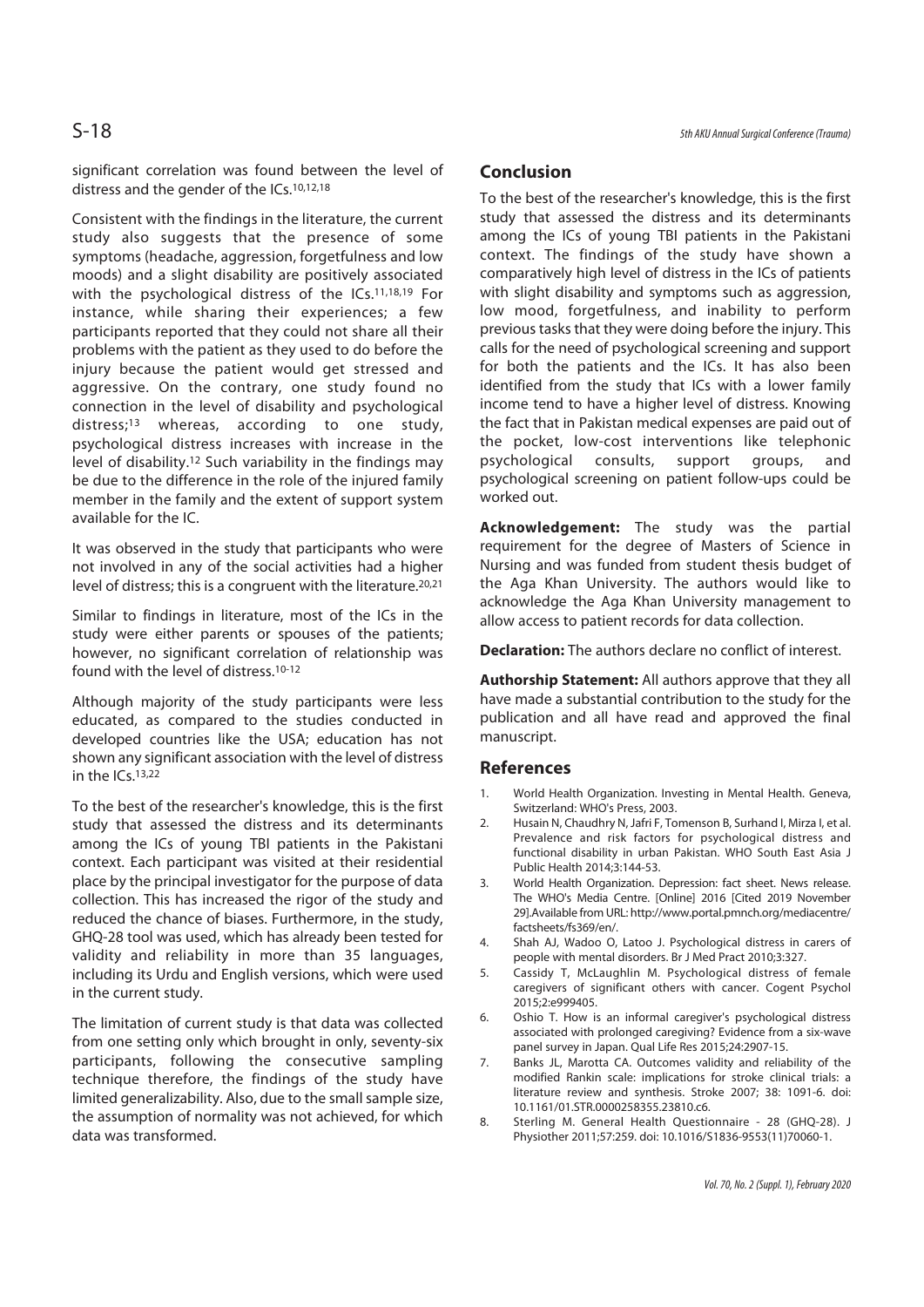significant correlation was found between the level of distress and the gender of the ICs.[10,12,18]

Consistent with the findings in the literature, the current study also suggests that the presence of some symptoms (headache, aggression, forgetfulness and low moods) and a slight disability are positively associated with the psychological distress of the ICs.[11,18,19] For instance, while sharing their experiences; a few participants reported that they could not share all their problems with the patient as they used to do before the injury because the patient would get stressed and aggressive. On the contrary, one study found no connection in the level of disability and psychological distress;[13] whereas, according to one study, psychological distress increases with increase in the level of disability.[12] Such variability in the findings may be due to the difference in the role of the injured family member in the family and the extent of support system available for the IC.

It was observed in the study that participants who were not involved in any of the social activities had a higher level of distress; this is a congruent with the literature.[20,21]

Similar to findings in literature, most of the ICs in the study were either parents or spouses of the patients; however, no significant correlation of relationship was found with the level of distress.[10-12]

Although majority of the study participants were less educated, as compared to the studies conducted in developed countries like the USA; education has not shown any significant association with the level of distress in the ICs.[13,22]

To the best of the researcher's knowledge, this is the first study that assessed the distress and its determinants among the ICs of young TBI patients in the Pakistani context. Each participant was visited at their residential place by the principal investigator for the purpose of data collection. This has increased the rigor of the study and reduced the chance of biases. Furthermore, in the study, GHQ-28 tool was used, which has already been tested for validity and reliability in more than 35 languages, including its Urdu and English versions, which were used in the current study.

The limitation of current study is that data was collected from one setting only which brought in only, seventy-six participants, following the consecutive sampling technique therefore, the findings of the study have limited generalizability. Also, due to the small sample size, the assumption of normality was not achieved, for which data was transformed.

## Conclusion

To the best of the researcher's knowledge, this is the first study that assessed the distress and its determinants among the ICs of young TBI patients in the Pakistani context. The findings of the study have shown a comparatively high level of distress in the ICs of patients with slight disability and symptoms such as aggression, low mood, forgetfulness, and inability to perform previous tasks that they were doing before the injury. This calls for the need of psychological screening and support for both the patients and the ICs. It has also been identified from the study that ICs with a lower family income tend to have a higher level of distress. Knowing the fact that in Pakistan medical expenses are paid out of the pocket, low-cost interventions like telephonic psychological consults, support groups, and psychological screening on patient follow-ups could be worked out.

**Acknowledgement:** The study was the partial requirement for the degree of Masters of Science in Nursing and was funded from student thesis budget of the Aga Khan University. The authors would like to acknowledge the Aga Khan University management to allow access to patient records for data collection.

**Declaration:** The authors declare no conflict of interest.

**Authorship Statement:** All authors approve that they all have made a substantial contribution to the study for the publication and all have read and approved the final manuscript.

## References

1. World Health Organization. Investing in Mental Health. Geneva, Switzerland: WHO's Press, 2003.
2. Husain N, Chaudhry N, Jafri F, Tomenson B, Surhand I, Mirza I, et al. Prevalence and risk factors for psychological distress and functional disability in urban Pakistan. WHO South East Asia J Public Health 2014;3:144-53.
3. World Health Organization. Depression: fact sheet. News release. The WHO's Media Centre. [Online] 2016 [Cited 2019 November 29].Available from URL: http://www.portal.pmnch.org/mediacentre/factsheets/fs369/en/.
4. Shah AJ, Wadoo O, Latoo J. Psychological distress in carers of people with mental disorders. Br J Med Pract 2010;3:327.
5. Cassidy T, McLaughlin M. Psychological distress of female caregivers of significant others with cancer. Cogent Psychol 2015;2:e999405.
6. Oshio T. How is an informal caregiver's psychological distress associated with prolonged caregiving? Evidence from a six-wave panel survey in Japan. Qual Life Res 2015;24:2907-15.
7. Banks JL, Marotta CA. Outcomes validity and reliability of the modified Rankin scale: implications for stroke clinical trials: a literature review and synthesis. Stroke 2007; 38: 1091-6. doi: 10.1161/01.STR.0000258355.23810.c6.
8. Sterling M. General Health Questionnaire - 28 (GHQ-28). J Physiother 2011;57:259. doi: 10.1016/S1836-9553(11)70060-1.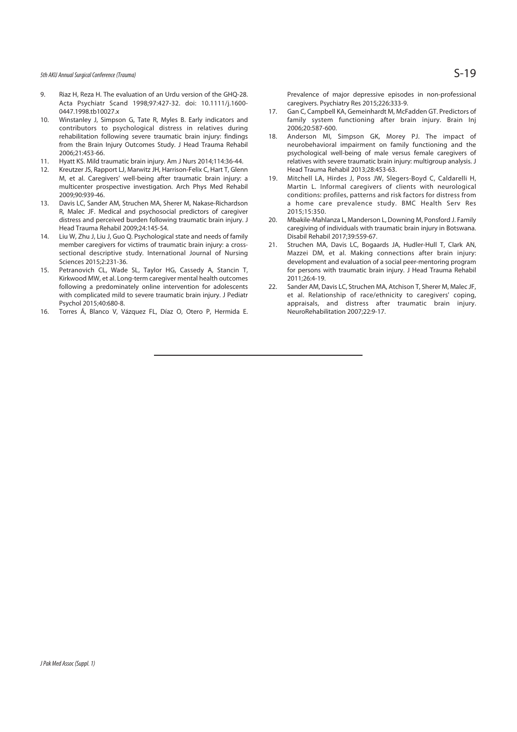9. Riaz H, Reza H. The evaluation of an Urdu version of the GHQ-28. Acta Psychiatr Scand 1998;97:427-32. doi: 10.1111/j.1600-0447.1998.tb10027.x
10. Winstanley J, Simpson G, Tate R, Myles B. Early indicators and contributors to psychological distress in relatives during rehabilitation following severe traumatic brain injury: findings from the Brain Injury Outcomes Study. J Head Trauma Rehabil 2006;21:453-66.
11. Hyatt KS. Mild traumatic brain injury. Am J Nurs 2014;114:36-44.
12. Kreutzer JS, Rapport LJ, Marwitz JH, Harrison-Felix C, Hart T, Glenn M, et al. Caregivers' well-being after traumatic brain injury: a multicenter prospective investigation. Arch Phys Med Rehabil 2009;90:939-46.
13. Davis LC, Sander AM, Struchen MA, Sherer M, Nakase-Richardson R, Malec JF. Medical and psychosocial predictors of caregiver distress and perceived burden following traumatic brain injury. J Head Trauma Rehabil 2009;24:145-54.
14. Liu W, Zhu J, Liu J, Guo Q. Psychological state and needs of family member caregivers for victims of traumatic brain injury: a cross-sectional descriptive study. International Journal of Nursing Sciences 2015;2:231-36.
15. Petranovich CL, Wade SL, Taylor HG, Cassedy A, Stancin T, Kirkwood MW, et al. Long-term caregiver mental health outcomes following a predominately online intervention for adolescents with complicated mild to severe traumatic brain injury. J Pediatr Psychol 2015;40:680-8.
16. Torres Á, Blanco V, Vázquez FL, Díaz O, Otero P, Hermida E. Prevalence of major depressive episodes in non-professional caregivers. Psychiatry Res 2015;226:333-9.
17. Gan C, Campbell KA, Gemeinhardt M, McFadden GT. Predictors of family system functioning after brain injury. Brain Inj 2006;20:587-600.
18. Anderson MI, Simpson GK, Morey PJ. The impact of neurobehavioral impairment on family functioning and the psychological well-being of male versus female caregivers of relatives with severe traumatic brain injury: multigroup analysis. J Head Trauma Rehabil 2013;28:453-63.
19. Mitchell LA, Hirdes J, Poss JW, Slegers-Boyd C, Caldarelli H, Martin L. Informal caregivers of clients with neurological conditions: profiles, patterns and risk factors for distress from a home care prevalence study. BMC Health Serv Res 2015;15:350.
20. Mbakile-Mahlanza L, Manderson L, Downing M, Ponsford J. Family caregiving of individuals with traumatic brain injury in Botswana. Disabil Rehabil 2017;39:559-67.
21. Struchen MA, Davis LC, Bogaards JA, Hudler-Hull T, Clark AN, Mazzei DM, et al. Making connections after brain injury: development and evaluation of a social peer-mentoring program for persons with traumatic brain injury. J Head Trauma Rehabil 2011;26:4-19.
22. Sander AM, Davis LC, Struchen MA, Atchison T, Sherer M, Malec JF, et al. Relationship of race/ethnicity to caregivers' coping, appraisals, and distress after traumatic brain injury. NeuroRehabilitation 2007;22:9-17.